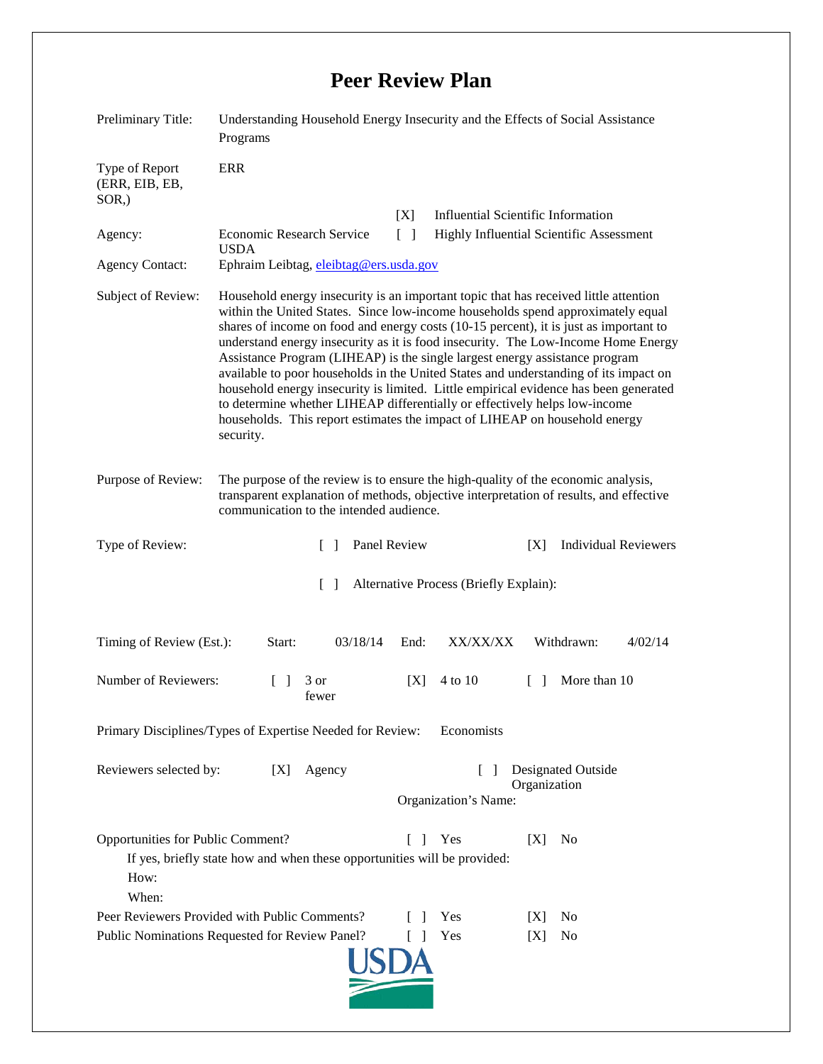# Peer Review Plan

| | |
|---|---|
| Preliminary Title: | Understanding Household Energy Insecurity and the Effects of Social Assistance Programs |
| Type of Report (ERR, EIB, EB, SOR,) | ERR |
| | [X] Influential Scientific Information |
| Agency: | Economic Research Service USDA &nbsp;&nbsp; [ ] Highly Influential Scientific Assessment |
| Agency Contact: | Ephraim Leibtag, eleibtag@ers.usda.gov |
| Subject of Review: | Household energy insecurity is an important topic that has received little attention within the United States. Since low-income households spend approximately equal shares of income on food and energy costs (10-15 percent), it is just as important to understand energy insecurity as it is food insecurity. The Low-Income Home Energy Assistance Program (LIHEAP) is the single largest energy assistance program available to poor households in the United States and understanding of its impact on household energy insecurity is limited. Little empirical evidence has been generated to determine whether LIHEAP differentially or effectively helps low-income households. This report estimates the impact of LIHEAP on household energy security. |
| Purpose of Review: | The purpose of the review is to ensure the high-quality of the economic analysis, transparent explanation of methods, objective interpretation of results, and effective communication to the intended audience. |

Type of Review: [ ] Panel Review [X] Individual Reviewers

[ ] Alternative Process (Briefly Explain):

Timing of Review (Est.): Start: 03/18/14 End: XX/XX/XX Withdrawn: 4/02/14

Number of Reviewers: [ ] 3 or fewer [X] 4 to 10 [ ] More than 10

Primary Disciplines/Types of Expertise Needed for Review: Economists

Reviewers selected by: [X] Agency [ ] Designated Outside Organization

Organization's Name:

Opportunities for Public Comment? [ ] Yes [X] No

If yes, briefly state how and when these opportunities will be provided:

How:

When:

Peer Reviewers Provided with Public Comments? [ ] Yes [X] No

Public Nominations Requested for Review Panel? [ ] Yes [X] No